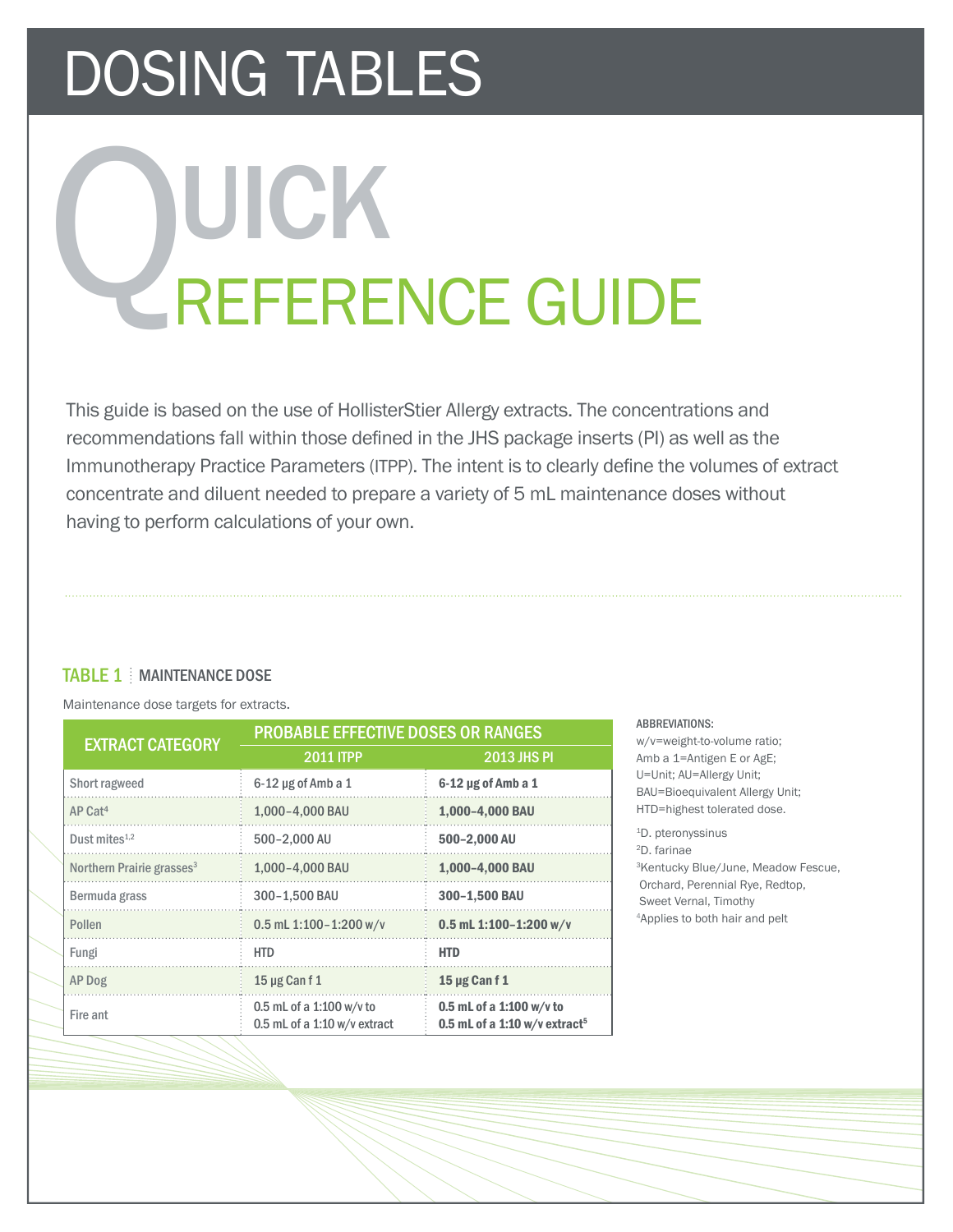# DOSING TABLES

# QUICK REFERENCE GUIDE

This guide is based on the use of HollisterStier Allergy extracts. The concentrations and recommendations fall within those defined in the JHS package inserts (PI) as well as the Immunotherapy Practice Parameters (ITPP). The intent is to clearly define the volumes of extract concentrate and diluent needed to prepare a variety of 5 mL maintenance doses without having to perform calculations of your own.

## TABLE 1 | MAINTENANCE DOSE

Maintenance dose targets for extracts.

| EXTRACT CATEGORY | PROBABLE EFFECTIVE DOSES OR RANGES | |
|---|---|---|
| | 2011 ITPP | 2013 JHS PI |
| Short ragweed | 6-12 µg of Amb a 1 | **6-12 µg of Amb a 1** |
| AP Cat[4] | 1,000–4,000 BAU | **1,000–4,000 BAU** |
| Dust mites[1,2] | 500–2,000 AU | **500–2,000 AU** |
| Northern Prairie grasses[3] | 1,000–4,000 BAU | **1,000–4,000 BAU** |
| Bermuda grass | 300–1,500 BAU | **300–1,500 BAU** |
| Pollen | 0.5 mL 1:100–1:200 w/v | **0.5 mL 1:100–1:200 w/v** |
| Fungi | HTD | **HTD** |
| AP Dog | 15 µg Can f 1 | **15 µg Can f 1** |
| Fire ant | 0.5 mL of a 1:100 w/v to 0.5 mL of a 1:10 w/v extract | **0.5 mL of a 1:100 w/v to 0.5 mL of a 1:10 w/v extract[5]** |

ABBREVIATIONS:
w/v=weight-to-volume ratio;
Amb a 1=Antigen E or AgE;
U=Unit; AU=Allergy Unit;
BAU=Bioequivalent Allergy Unit;
HTD=highest tolerated dose.

[1]D. pteronyssinus
[2]D. farinae
[3]Kentucky Blue/June, Meadow Fescue, Orchard, Perennial Rye, Redtop, Sweet Vernal, Timothy
[4]Applies to both hair and pelt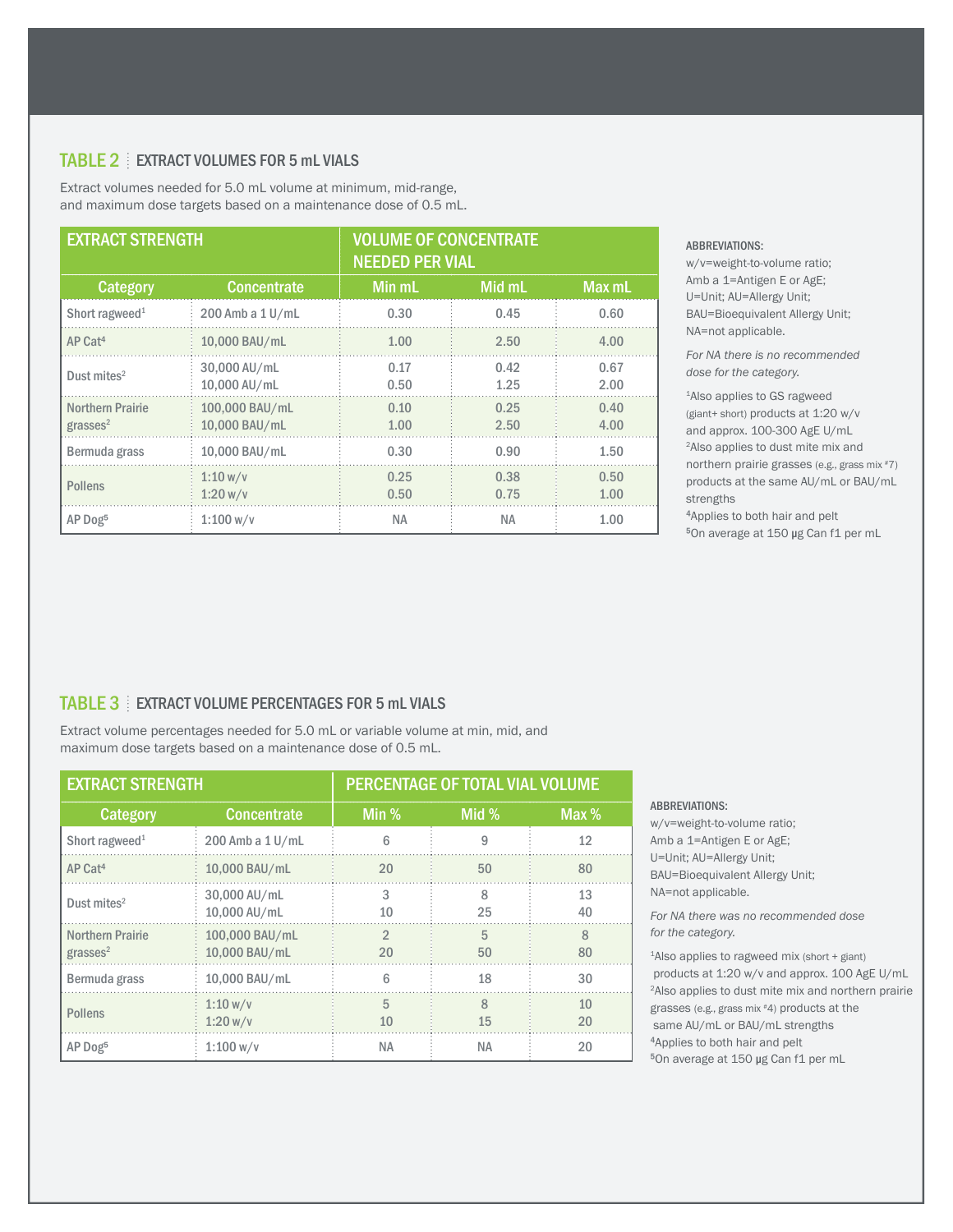## TABLE 2 EXTRACT VOLUMES FOR 5 mL VIALS

Extract volumes needed for 5.0 mL volume at minimum, mid-range, and maximum dose targets based on a maintenance dose of 0.5 mL.

| EXTRACT STRENGTH | | VOLUME OF CONCENTRATE NEEDED PER VIAL | | |
|---|---|---|---|---|
| **Category** | **Concentrate** | **Min mL** | **Mid mL** | **Max mL** |
| Short ragweed[1] | 200 Amb a 1 U/mL | 0.30 | 0.45 | 0.60 |
| AP Cat[4] | 10,000 BAU/mL | 1.00 | 2.50 | 4.00 |
| Dust mites[2] | 30,000 AU/mL<br>10,000 AU/mL | 0.17<br>0.50 | 0.42<br>1.25 | 0.67<br>2.00 |
| Northern Prairie grasses[2] | 100,000 BAU/mL<br>10,000 BAU/mL | 0.10<br>1.00 | 0.25<br>2.50 | 0.40<br>4.00 |
| Bermuda grass | 10,000 BAU/mL | 0.30 | 0.90 | 1.50 |
| Pollens | 1:10 w/v<br>1:20 w/v | 0.25<br>0.50 | 0.38<br>0.75 | 0.50<br>1.00 |
| AP Dog[5] | 1:100 w/v | NA | NA | 1.00 |

ABBREVIATIONS:
w/v=weight-to-volume ratio;
Amb a 1=Antigen E or AgE;
U=Unit; AU=Allergy Unit;
BAU=Bioequivalent Allergy Unit;
NA=not applicable.

*For NA there is no recommended dose for the category.*

[1]Also applies to GS ragweed (giant+ short) products at 1:20 w/v and approx. 100-300 AgE U/mL
[2]Also applies to dust mite mix and northern prairie grasses (e.g., grass mix #7) products at the same AU/mL or BAU/mL strengths
[4]Applies to both hair and pelt
[5]On average at 150 µg Can f1 per mL

## TABLE 3 EXTRACT VOLUME PERCENTAGES FOR 5 mL VIALS

Extract volume percentages needed for 5.0 mL or variable volume at min, mid, and maximum dose targets based on a maintenance dose of 0.5 mL.

| EXTRACT STRENGTH | | PERCENTAGE OF TOTAL VIAL VOLUME | | |
|---|---|---|---|---|
| **Category** | **Concentrate** | **Min %** | **Mid %** | **Max %** |
| Short ragweed[1] | 200 Amb a 1 U/mL | 6 | 9 | 12 |
| AP Cat[4] | 10,000 BAU/mL | 20 | 50 | 80 |
| Dust mites[2] | 30,000 AU/mL<br>10,000 AU/mL | 3<br>10 | 8<br>25 | 13<br>40 |
| Northern Prairie grasses[2] | 100,000 BAU/mL<br>10,000 BAU/mL | 2<br>20 | 5<br>50 | 8<br>80 |
| Bermuda grass | 10,000 BAU/mL | 6 | 18 | 30 |
| Pollens | 1:10 w/v<br>1:20 w/v | 5<br>10 | 8<br>15 | 10<br>20 |
| AP Dog[5] | 1:100 w/v | NA | NA | 20 |

ABBREVIATIONS:
w/v=weight-to-volume ratio;
Amb a 1=Antigen E or AgE;
U=Unit; AU=Allergy Unit;
BAU=Bioequivalent Allergy Unit;
NA=not applicable.

*For NA there was no recommended dose for the category.*

[1]Also applies to ragweed mix (short + giant) products at 1:20 w/v and approx. 100 AgE U/mL
[2]Also applies to dust mite mix and northern prairie grasses (e.g., grass mix #4) products at the same AU/mL or BAU/mL strengths
[4]Applies to both hair and pelt
[5]On average at 150 µg Can f1 per mL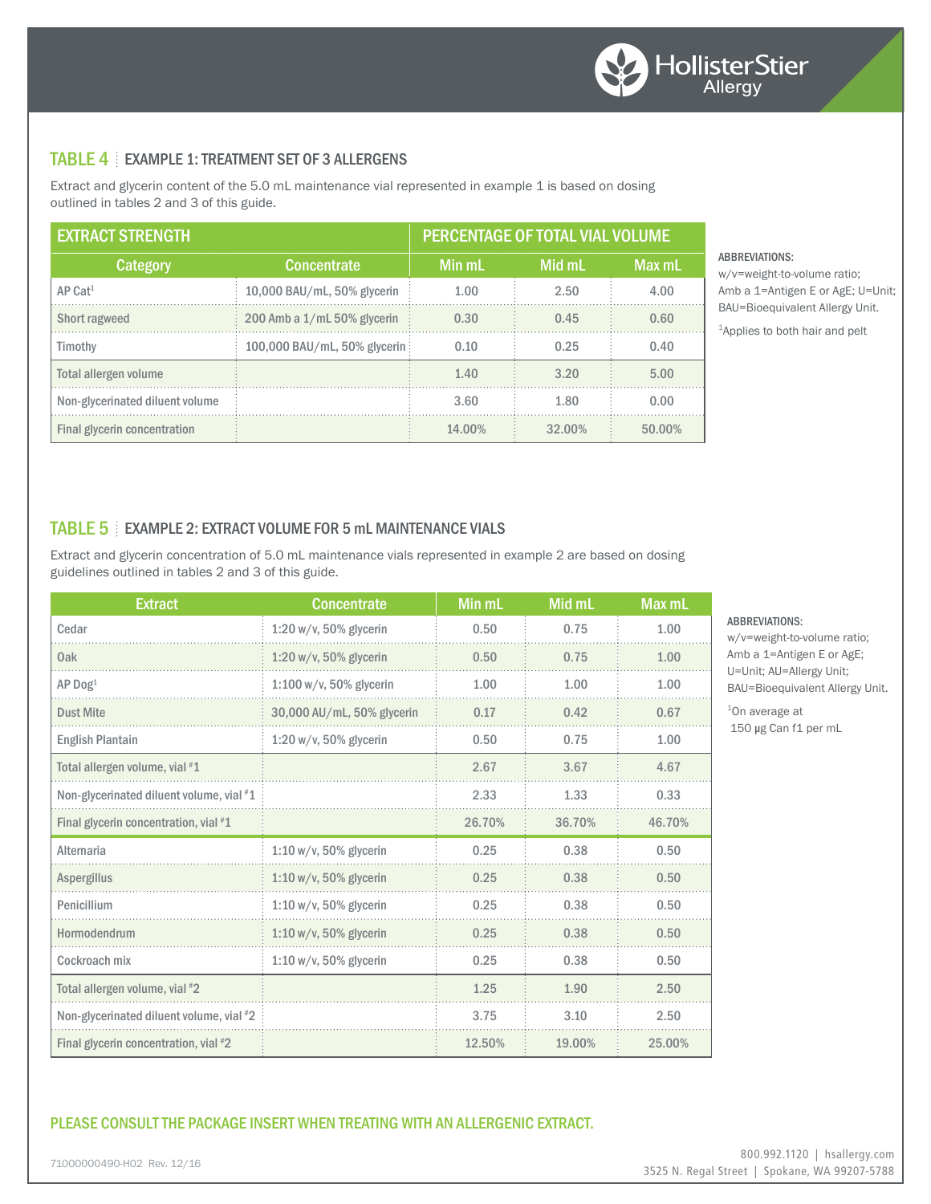## TABLE 4 ⋮ EXAMPLE 1: TREATMENT SET OF 3 ALLERGENS

Extract and glycerin content of the 5.0 mL maintenance vial represented in example 1 is based on dosing outlined in tables 2 and 3 of this guide.

| EXTRACT STRENGTH | | PERCENTAGE OF TOTAL VIAL VOLUME | | |
|---|---|---|---|---|
| Category | Concentrate | Min mL | Mid mL | Max mL |
| AP Cat[1] | 10,000 BAU/mL, 50% glycerin | 1.00 | 2.50 | 4.00 |
| Short ragweed | 200 Amb a 1/mL 50% glycerin | 0.30 | 0.45 | 0.60 |
| Timothy | 100,000 BAU/mL, 50% glycerin | 0.10 | 0.25 | 0.40 |
| Total allergen volume | | 1.40 | 3.20 | 5.00 |
| Non-glycerinated diluent volume | | 3.60 | 1.80 | 0.00 |
| Final glycerin concentration | | 14.00% | 32.00% | 50.00% |

ABBREVIATIONS:
w/v=weight-to-volume ratio; Amb a 1=Antigen E or AgE; U=Unit; BAU=Bioequivalent Allergy Unit.

[1]Applies to both hair and pelt

## TABLE 5 ⋮ EXAMPLE 2: EXTRACT VOLUME FOR 5 mL MAINTENANCE VIALS

Extract and glycerin concentration of 5.0 mL maintenance vials represented in example 2 are based on dosing guidelines outlined in tables 2 and 3 of this guide.

| Extract | Concentrate | Min mL | Mid mL | Max mL |
|---|---|---|---|---|
| Cedar | 1:20 w/v, 50% glycerin | 0.50 | 0.75 | 1.00 |
| Oak | 1:20 w/v, 50% glycerin | 0.50 | 0.75 | 1.00 |
| AP Dog[1] | 1:100 w/v, 50% glycerin | 1.00 | 1.00 | 1.00 |
| Dust Mite | 30,000 AU/mL, 50% glycerin | 0.17 | 0.42 | 0.67 |
| English Plantain | 1:20 w/v, 50% glycerin | 0.50 | 0.75 | 1.00 |
| Total allergen volume, vial #1 | | 2.67 | 3.67 | 4.67 |
| Non-glycerinated diluent volume, vial #1 | | 2.33 | 1.33 | 0.33 |
| Final glycerin concentration, vial #1 | | 26.70% | 36.70% | 46.70% |
| Alternaria | 1:10 w/v, 50% glycerin | 0.25 | 0.38 | 0.50 |
| Aspergillus | 1:10 w/v, 50% glycerin | 0.25 | 0.38 | 0.50 |
| Penicillium | 1:10 w/v, 50% glycerin | 0.25 | 0.38 | 0.50 |
| Hormodendrum | 1:10 w/v, 50% glycerin | 0.25 | 0.38 | 0.50 |
| Cockroach mix | 1:10 w/v, 50% glycerin | 0.25 | 0.38 | 0.50 |
| Total allergen volume, vial #2 | | 1.25 | 1.90 | 2.50 |
| Non-glycerinated diluent volume, vial #2 | | 3.75 | 3.10 | 2.50 |
| Final glycerin concentration, vial #2 | | 12.50% | 19.00% | 25.00% |

ABBREVIATIONS:
w/v=weight-to-volume ratio; Amb a 1=Antigen E or AgE; U=Unit; AU=Allergy Unit; BAU=Bioequivalent Allergy Unit.

[1]On average at 150 µg Can f1 per mL

**PLEASE CONSULT THE PACKAGE INSERT WHEN TREATING WITH AN ALLERGENIC EXTRACT.**

71000000490-H02 Rev. 12/16

800.992.1120 | hsallergy.com
3525 N. Regal Street | Spokane, WA 99207-5788